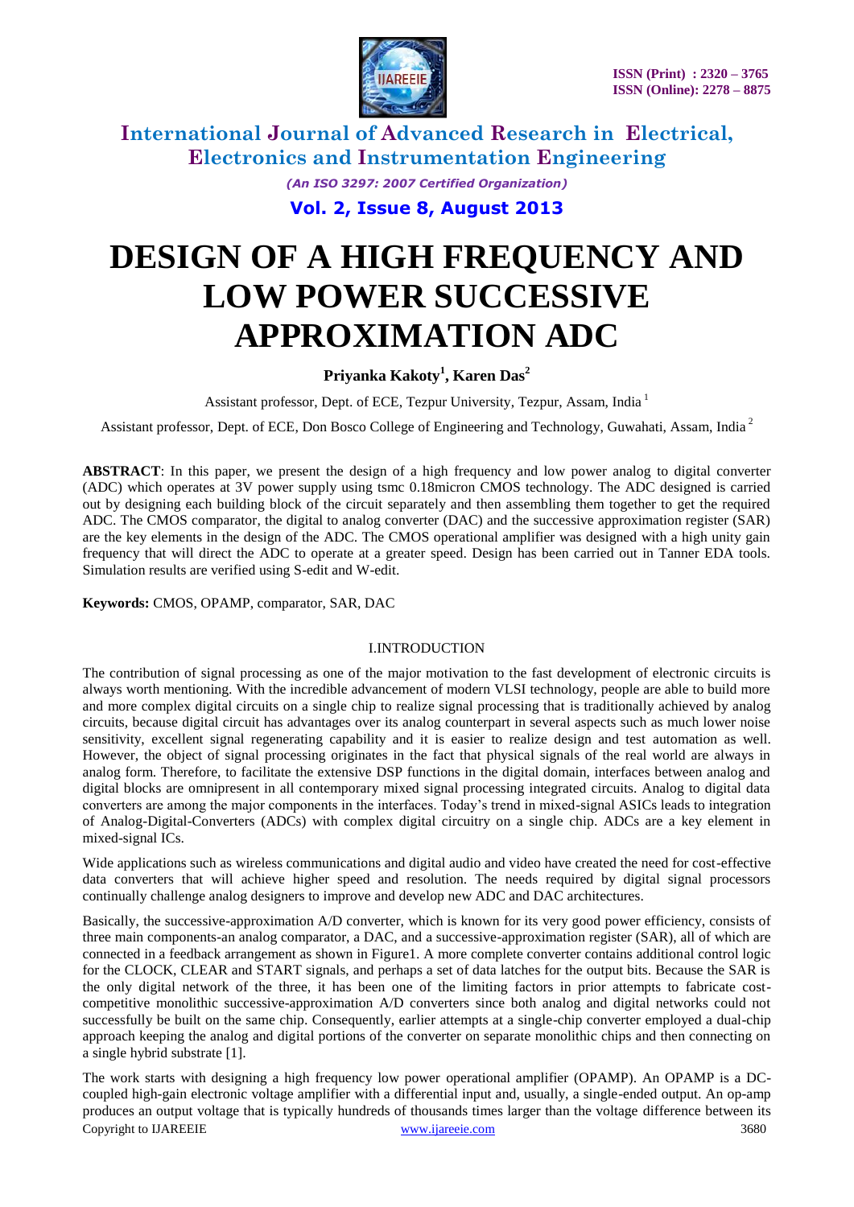# DESIGN OF A HIGH FREQUENCY AND LOW POWER SUCCESSIVE APPROXIMATION ADC

**Priyanka Kakoty[1], Karen Das[2]**

Assistant professor, Dept. of ECE, Tezpur University, Tezpur, Assam, India [1]

Assistant professor, Dept. of ECE, Don Bosco College of Engineering and Technology, Guwahati, Assam, India [2]

**ABSTRACT**: In this paper, we present the design of a high frequency and low power analog to digital converter (ADC) which operates at 3V power supply using tsmc 0.18micron CMOS technology. The ADC designed is carried out by designing each building block of the circuit separately and then assembling them together to get the required ADC. The CMOS comparator, the digital to analog converter (DAC) and the successive approximation register (SAR) are the key elements in the design of the ADC. The CMOS operational amplifier was designed with a high unity gain frequency that will direct the ADC to operate at a greater speed. Design has been carried out in Tanner EDA tools. Simulation results are verified using S-edit and W-edit.

**Keywords:** CMOS, OPAMP, comparator, SAR, DAC

## I.INTRODUCTION

The contribution of signal processing as one of the major motivation to the fast development of electronic circuits is always worth mentioning. With the incredible advancement of modern VLSI technology, people are able to build more and more complex digital circuits on a single chip to realize signal processing that is traditionally achieved by analog circuits, because digital circuit has advantages over its analog counterpart in several aspects such as much lower noise sensitivity, excellent signal regenerating capability and it is easier to realize design and test automation as well. However, the object of signal processing originates in the fact that physical signals of the real world are always in analog form. Therefore, to facilitate the extensive DSP functions in the digital domain, interfaces between analog and digital blocks are omnipresent in all contemporary mixed signal processing integrated circuits. Analog to digital data converters are among the major components in the interfaces. Today's trend in mixed-signal ASICs leads to integration of Analog-Digital-Converters (ADCs) with complex digital circuitry on a single chip. ADCs are a key element in mixed-signal ICs.

Wide applications such as wireless communications and digital audio and video have created the need for cost-effective data converters that will achieve higher speed and resolution. The needs required by digital signal processors continually challenge analog designers to improve and develop new ADC and DAC architectures.

Basically, the successive-approximation A/D converter, which is known for its very good power efficiency, consists of three main components-an analog comparator, a DAC, and a successive-approximation register (SAR), all of which are connected in a feedback arrangement as shown in Figure1. A more complete converter contains additional control logic for the CLOCK, CLEAR and START signals, and perhaps a set of data latches for the output bits. Because the SAR is the only digital network of the three, it has been one of the limiting factors in prior attempts to fabricate cost-competitive monolithic successive-approximation A/D converters since both analog and digital networks could not successfully be built on the same chip. Consequently, earlier attempts at a single-chip converter employed a dual-chip approach keeping the analog and digital portions of the converter on separate monolithic chips and then connecting on a single hybrid substrate [1].

The work starts with designing a high frequency low power operational amplifier (OPAMP). An OPAMP is a DC-coupled high-gain electronic voltage amplifier with a differential input and, usually, a single-ended output. An op-amp produces an output voltage that is typically hundreds of thousands times larger than the voltage difference between its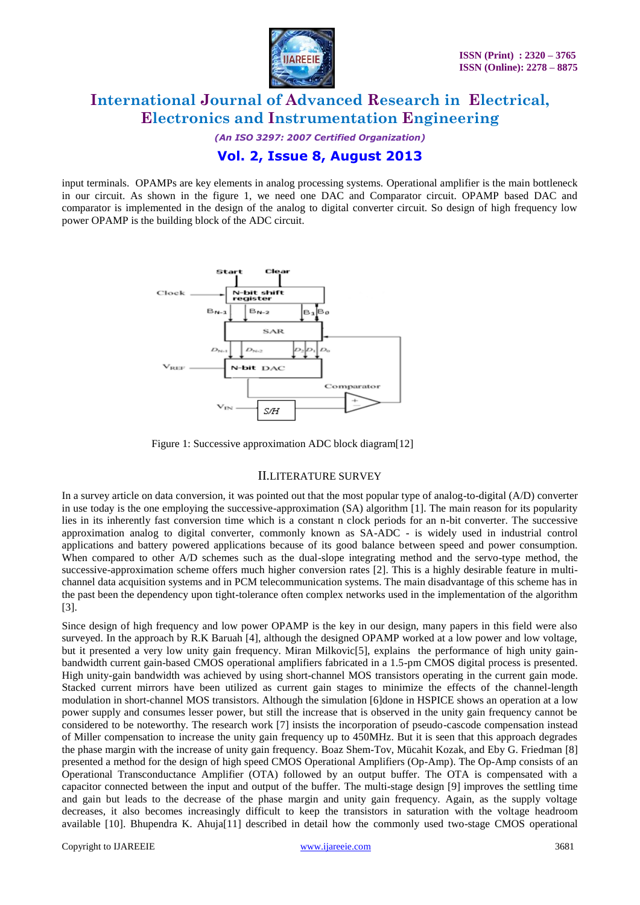input terminals. OPAMPs are key elements in analog processing systems. Operational amplifier is the main bottleneck in our circuit. As shown in the figure 1, we need one DAC and Comparator circuit. OPAMP based DAC and comparator is implemented in the design of the analog to digital converter circuit. So design of high frequency low power OPAMP is the building block of the ADC circuit.

Figure 1: Successive approximation ADC block diagram[12]

## II.LITERATURE SURVEY

In a survey article on data conversion, it was pointed out that the most popular type of analog-to-digital (A/D) converter in use today is the one employing the successive-approximation (SA) algorithm [1]. The main reason for its popularity lies in its inherently fast conversion time which is a constant n clock periods for an n-bit converter. The successive approximation analog to digital converter, commonly known as SA-ADC - is widely used in industrial control applications and battery powered applications because of its good balance between speed and power consumption. When compared to other A/D schemes such as the dual-slope integrating method and the servo-type method, the successive-approximation scheme offers much higher conversion rates [2]. This is a highly desirable feature in multi-channel data acquisition systems and in PCM telecommunication systems. The main disadvantage of this scheme has in the past been the dependency upon tight-tolerance often complex networks used in the implementation of the algorithm [3].

Since design of high frequency and low power OPAMP is the key in our design, many papers in this field were also surveyed. In the approach by R.K Baruah [4], although the designed OPAMP worked at a low power and low voltage, but it presented a very low unity gain frequency. Miran Milkovic[5], explains the performance of high unity gain-bandwidth current gain-based CMOS operational amplifiers fabricated in a 1.5-pm CMOS digital process is presented. High unity-gain bandwidth was achieved by using short-channel MOS transistors operating in the current gain mode. Stacked current mirrors have been utilized as current gain stages to minimize the effects of the channel-length modulation in short-channel MOS transistors. Although the simulation [6]done in HSPICE shows an operation at a low power supply and consumes lesser power, but still the increase that is observed in the unity gain frequency cannot be considered to be noteworthy. The research work [7] insists the incorporation of pseudo-cascode compensation instead of Miller compensation to increase the unity gain frequency up to 450MHz. But it is seen that this approach degrades the phase margin with the increase of unity gain frequency. Boaz Shem-Tov, Mücahit Kozak, and Eby G. Friedman [8] presented a method for the design of high speed CMOS Operational Amplifiers (Op-Amp). The Op-Amp consists of an Operational Transconductance Amplifier (OTA) followed by an output buffer. The OTA is compensated with a capacitor connected between the input and output of the buffer. The multi-stage design [9] improves the settling time and gain but leads to the decrease of the phase margin and unity gain frequency. Again, as the supply voltage decreases, it also becomes increasingly difficult to keep the transistors in saturation with the voltage headroom available [10]. Bhupendra K. Ahuja[11] described in detail how the commonly used two-stage CMOS operational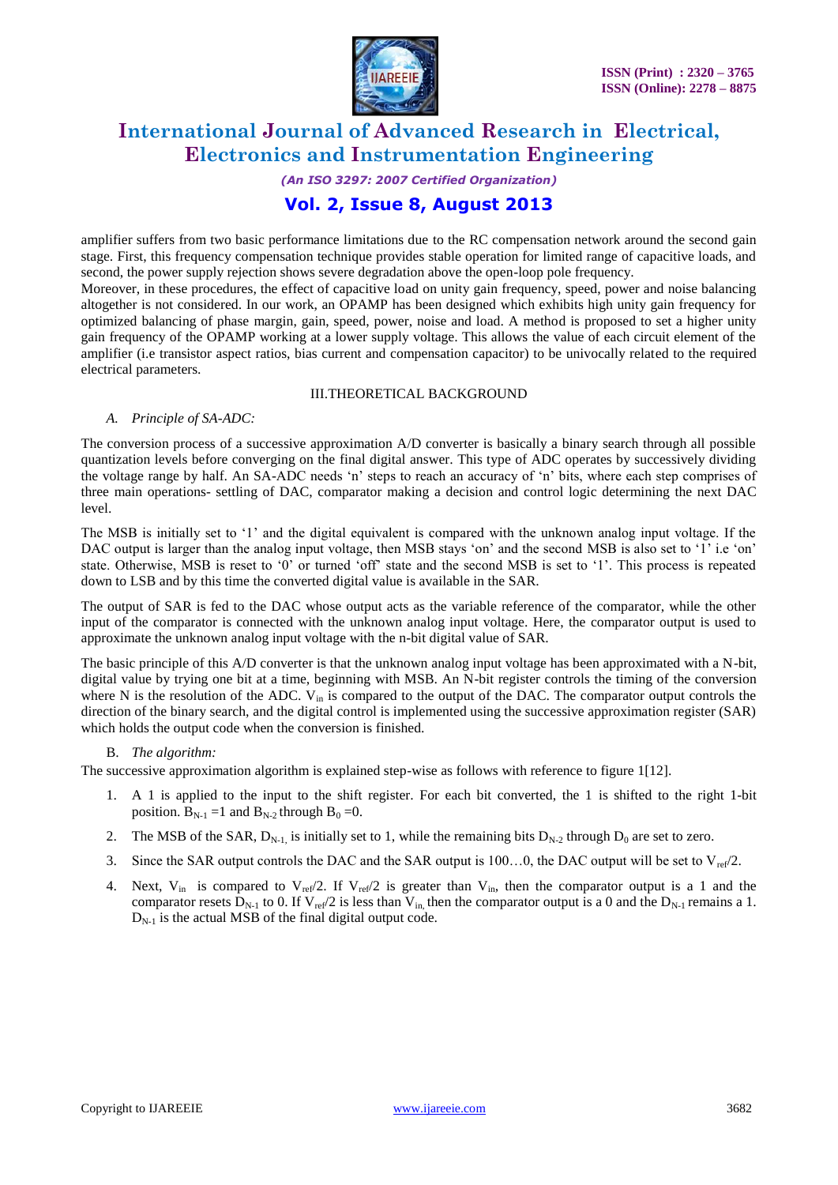amplifier suffers from two basic performance limitations due to the RC compensation network around the second gain stage. First, this frequency compensation technique provides stable operation for limited range of capacitive loads, and second, the power supply rejection shows severe degradation above the open-loop pole frequency.

Moreover, in these procedures, the effect of capacitive load on unity gain frequency, speed, power and noise balancing altogether is not considered. In our work, an OPAMP has been designed which exhibits high unity gain frequency for optimized balancing of phase margin, gain, speed, power, noise and load. A method is proposed to set a higher unity gain frequency of the OPAMP working at a lower supply voltage. This allows the value of each circuit element of the amplifier (i.e transistor aspect ratios, bias current and compensation capacitor) to be univocally related to the required electrical parameters.

## III.THEORETICAL BACKGROUND

### *A. Principle of SA-ADC:*

The conversion process of a successive approximation A/D converter is basically a binary search through all possible quantization levels before converging on the final digital answer. This type of ADC operates by successively dividing the voltage range by half. An SA-ADC needs 'n' steps to reach an accuracy of 'n' bits, where each step comprises of three main operations- settling of DAC, comparator making a decision and control logic determining the next DAC level.

The MSB is initially set to '1' and the digital equivalent is compared with the unknown analog input voltage. If the DAC output is larger than the analog input voltage, then MSB stays 'on' and the second MSB is also set to '1' i.e 'on' state. Otherwise, MSB is reset to '0' or turned 'off' state and the second MSB is set to '1'. This process is repeated down to LSB and by this time the converted digital value is available in the SAR.

The output of SAR is fed to the DAC whose output acts as the variable reference of the comparator, while the other input of the comparator is connected with the unknown analog input voltage. Here, the comparator output is used to approximate the unknown analog input voltage with the n-bit digital value of SAR.

The basic principle of this A/D converter is that the unknown analog input voltage has been approximated with a N-bit, digital value by trying one bit at a time, beginning with MSB. An N-bit register controls the timing of the conversion where N is the resolution of the ADC. $V_{in}$ is compared to the output of the DAC. The comparator output controls the direction of the binary search, and the digital control is implemented using the successive approximation register (SAR) which holds the output code when the conversion is finished.

### B. *The algorithm:*

The successive approximation algorithm is explained step-wise as follows with reference to figure 1[12].

1. A 1 is applied to the input to the shift register. For each bit converted, the 1 is shifted to the right 1-bit position. $B_{N-1}$ =1 and $B_{N-2}$ through $B_0$ =0.
2. The MSB of the SAR, $D_{N-1}$, is initially set to 1, while the remaining bits $D_{N-2}$ through $D_0$ are set to zero.
3. Since the SAR output controls the DAC and the SAR output is 100…0, the DAC output will be set to $V_{ref}/2$.
4. Next, $V_{in}$ is compared to $V_{ref}/2$. If $V_{ref}/2$ is greater than $V_{in}$, then the comparator output is a 1 and the comparator resets $D_{N-1}$ to 0. If $V_{ref}/2$ is less than $V_{in}$, then the comparator output is a 0 and the $D_{N-1}$ remains a 1. $D_{N-1}$ is the actual MSB of the final digital output code.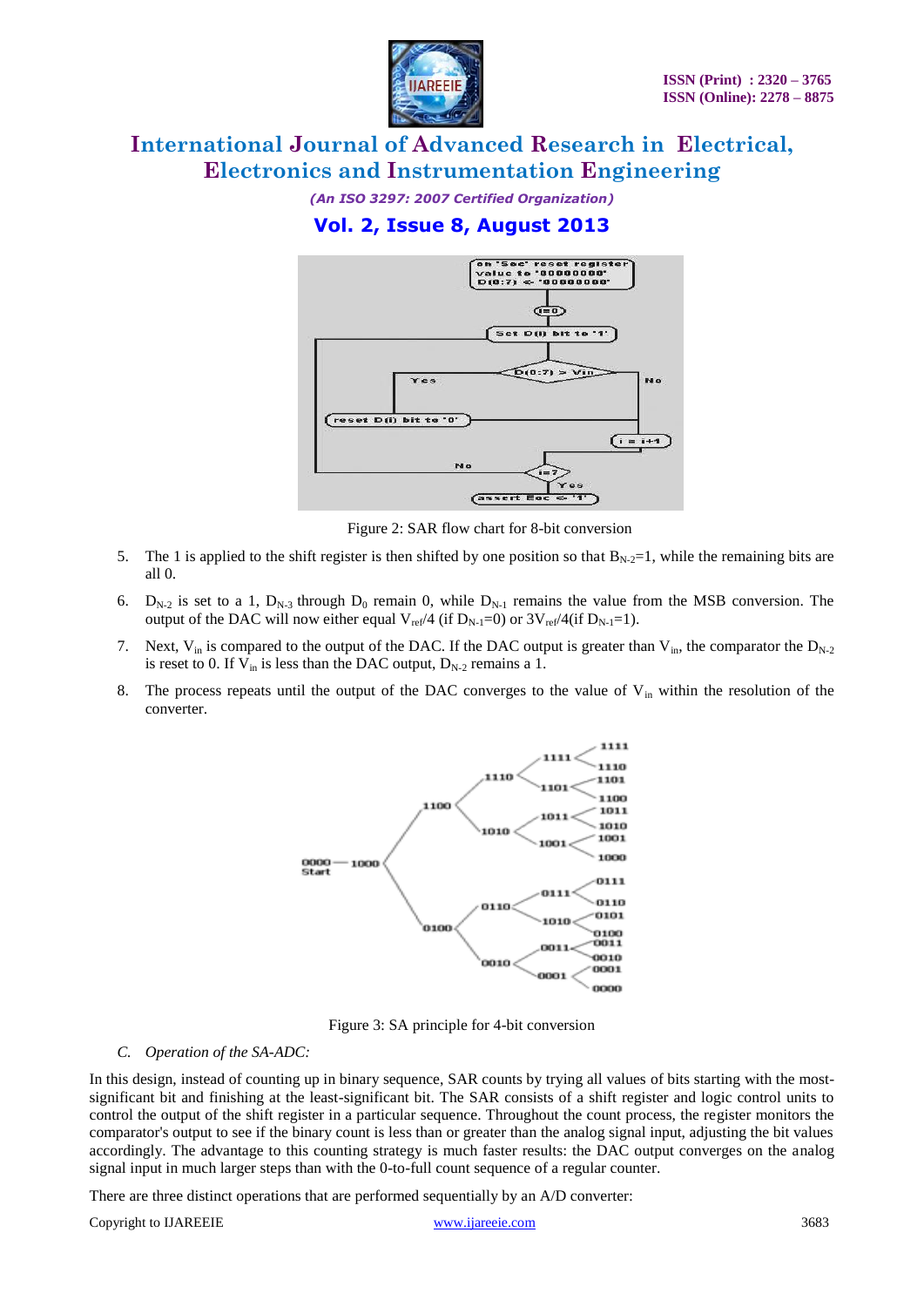Figure 2: SAR flow chart for 8-bit conversion

5. The 1 is applied to the shift register is then shifted by one position so that $B_{N-2}$=1, while the remaining bits are all 0.
6. $D_{N-2}$ is set to a 1, $D_{N-3}$ through $D_0$ remain 0, while $D_{N-1}$ remains the value from the MSB conversion. The output of the DAC will now either equal $V_{ref}/4$ (if $D_{N-1}$=0) or $3V_{ref}/4$(if $D_{N-1}$=1).
7. Next, $V_{in}$ is compared to the output of the DAC. If the DAC output is greater than $V_{in}$, the comparator the $D_{N-2}$ is reset to 0. If $V_{in}$ is less than the DAC output, $D_{N-2}$ remains a 1.
8. The process repeats until the output of the DAC converges to the value of $V_{in}$ within the resolution of the converter.

Figure 3: SA principle for 4-bit conversion

### *C. Operation of the SA-ADC:*

In this design, instead of counting up in binary sequence, SAR counts by trying all values of bits starting with the most-significant bit and finishing at the least-significant bit. The SAR consists of a shift register and logic control units to control the output of the shift register in a particular sequence. Throughout the count process, the register monitors the comparator's output to see if the binary count is less than or greater than the analog signal input, adjusting the bit values accordingly. The advantage to this counting strategy is much faster results: the DAC output converges on the analog signal input in much larger steps than with the 0-to-full count sequence of a regular counter.

There are three distinct operations that are performed sequentially by an A/D converter: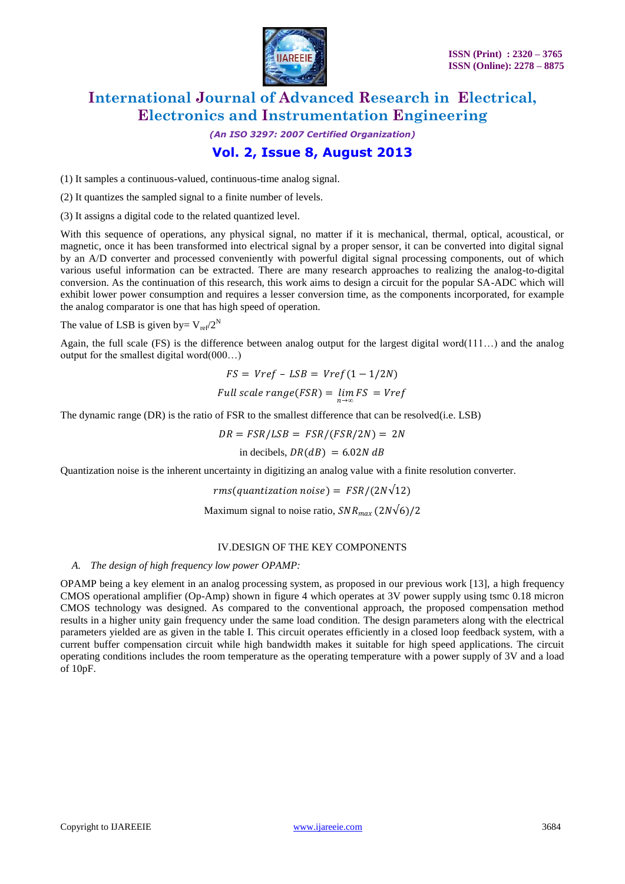(1) It samples a continuous-valued, continuous-time analog signal.

(2) It quantizes the sampled signal to a finite number of levels.

(3) It assigns a digital code to the related quantized level.

With this sequence of operations, any physical signal, no matter if it is mechanical, thermal, optical, acoustical, or magnetic, once it has been transformed into electrical signal by a proper sensor, it can be converted into digital signal by an A/D converter and processed conveniently with powerful digital signal processing components, out of which various useful information can be extracted. There are many research approaches to realizing the analog-to-digital conversion. As the continuation of this research, this work aims to design a circuit for the popular SA-ADC which will exhibit lower power consumption and requires a lesser conversion time, as the components incorporated, for example the analog comparator is one that has high speed of operation.

The value of LSB is given by= $V_{ref}/2^N$

Again, the full scale (FS) is the difference between analog output for the largest digital word(111…) and the analog output for the smallest digital word(000…)

$$FS = Vref - LSB = Vref(1 - 1/2N)$$

$$Full\ scale\ range(FSR) = \lim_{n\to\infty} FS = Vref$$

The dynamic range (DR) is the ratio of FSR to the smallest difference that can be resolved(i.e. LSB)

$$DR = FSR/LSB = FSR/(FSR/2N) = 2N$$

$$\text{in decibels, } DR(dB) = 6.02N\ dB$$

Quantization noise is the inherent uncertainty in digitizing an analog value with a finite resolution converter.

$$rms(quantization\ noise) = FSR/(2N\sqrt{12})$$

$$\text{Maximum signal to noise ratio, } SNR_{max}\ (2N\sqrt{6})/2$$

## IV.DESIGN OF THE KEY COMPONENTS

### *A. The design of high frequency low power OPAMP:*

OPAMP being a key element in an analog processing system, as proposed in our previous work [13], a high frequency CMOS operational amplifier (Op-Amp) shown in figure 4 which operates at 3V power supply using tsmc 0.18 micron CMOS technology was designed. As compared to the conventional approach, the proposed compensation method results in a higher unity gain frequency under the same load condition. The design parameters along with the electrical parameters yielded are as given in the table I. This circuit operates efficiently in a closed loop feedback system, with a current buffer compensation circuit while high bandwidth makes it suitable for high speed applications. The circuit operating conditions includes the room temperature as the operating temperature with a power supply of 3V and a load of 10pF.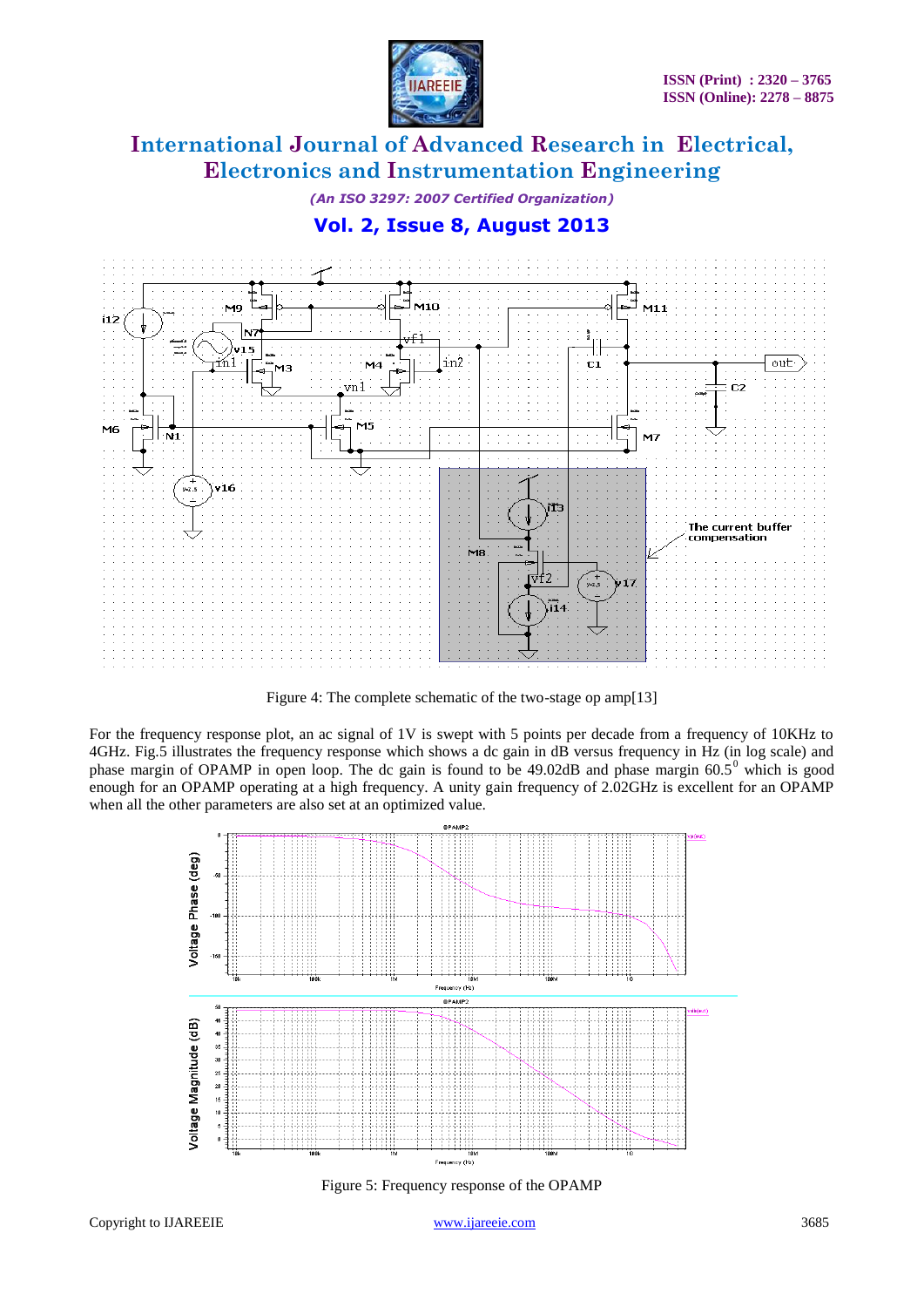Figure 4: The complete schematic of the two-stage op amp[13]

For the frequency response plot, an ac signal of 1V is swept with 5 points per decade from a frequency of 10KHz to 4GHz. Fig.5 illustrates the frequency response which shows a dc gain in dB versus frequency in Hz (in log scale) and phase margin of OPAMP in open loop. The dc gain is found to be 49.02dB and phase margin $60.5^0$ which is good enough for an OPAMP operating at a high frequency. A unity gain frequency of 2.02GHz is excellent for an OPAMP when all the other parameters are also set at an optimized value.

Figure 5: Frequency response of the OPAMP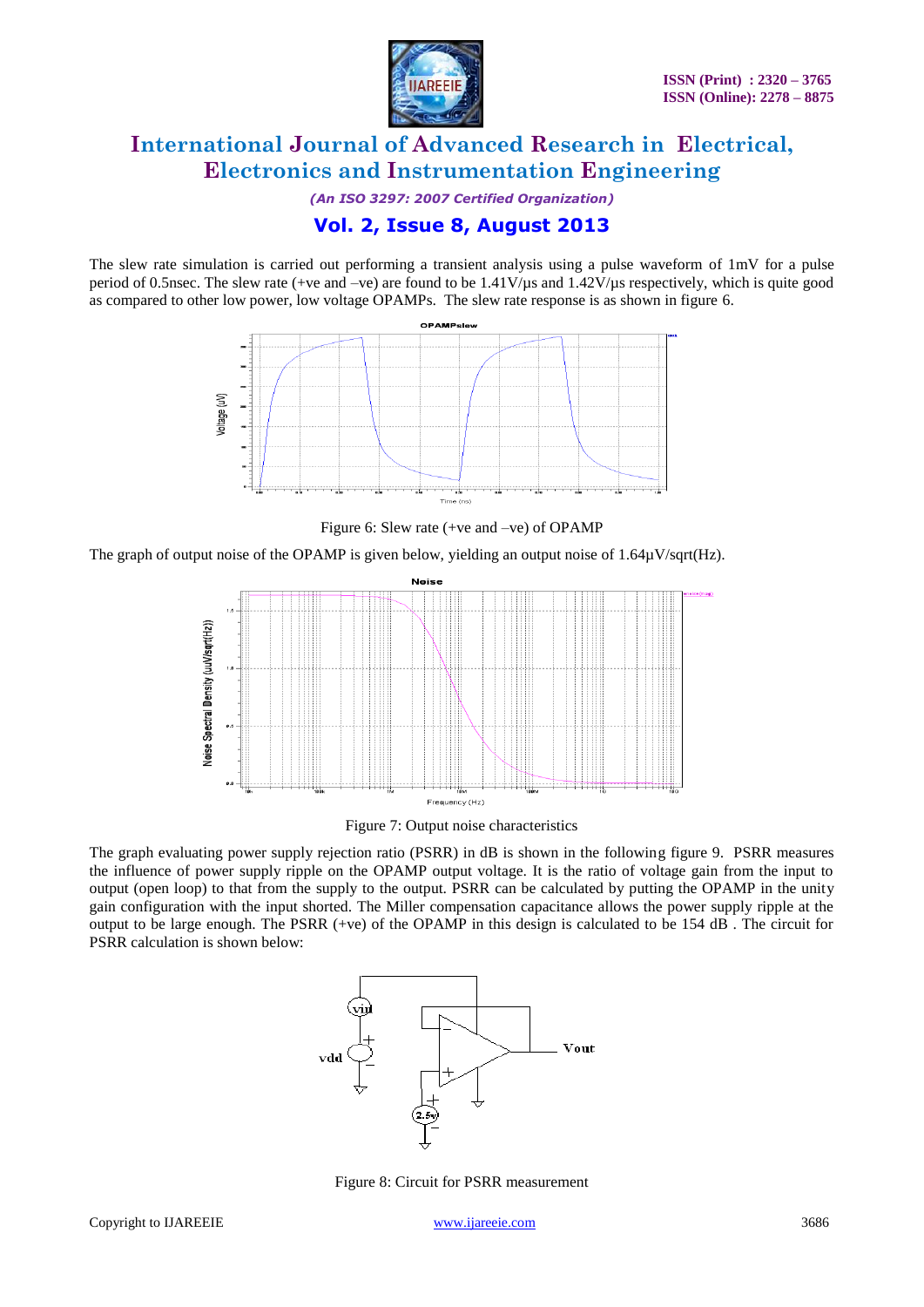The slew rate simulation is carried out performing a transient analysis using a pulse waveform of 1mV for a pulse period of 0.5nsec. The slew rate (+ve and –ve) are found to be 1.41V/µs and 1.42V/µs respectively, which is quite good as compared to other low power, low voltage OPAMPs. The slew rate response is as shown in figure 6.

Figure 6: Slew rate (+ve and –ve) of OPAMP

The graph of output noise of the OPAMP is given below, yielding an output noise of 1.64µV/sqrt(Hz).

Figure 7: Output noise characteristics

The graph evaluating power supply rejection ratio (PSRR) in dB is shown in the following figure 9. PSRR measures the influence of power supply ripple on the OPAMP output voltage. It is the ratio of voltage gain from the input to output (open loop) to that from the supply to the output. PSRR can be calculated by putting the OPAMP in the unity gain configuration with the input shorted. The Miller compensation capacitance allows the power supply ripple at the output to be large enough. The PSRR (+ve) of the OPAMP in this design is calculated to be 154 dB . The circuit for PSRR calculation is shown below:

Figure 8: Circuit for PSRR measurement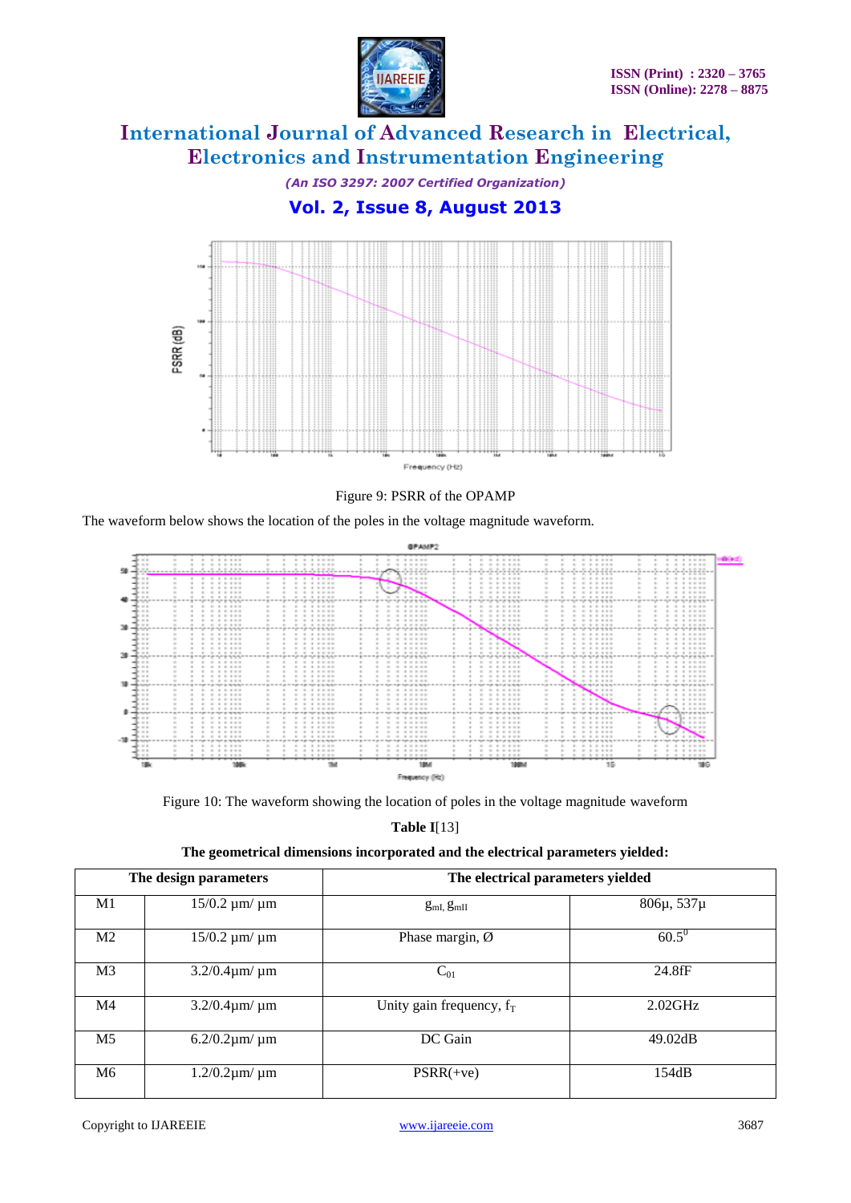Figure 9: PSRR of the OPAMP

The waveform below shows the location of the poles in the voltage magnitude waveform.

Figure 10: The waveform showing the location of poles in the voltage magnitude waveform

**Table I**[13]

**The geometrical dimensions incorporated and the electrical parameters yielded:**

| The design parameters | | The electrical parameters yielded | |
|---|---|---|---|
| M1 | 15/0.2 µm/ µm | $g_{mI}$, $g_{mII}$ | 806µ, 537µ |
| M2 | 15/0.2 µm/ µm | Phase margin, Ø | $60.5^0$ |
| M3 | 3.2/0.4µm/ µm | $C_{01}$ | 24.8fF |
| M4 | 3.2/0.4µm/ µm | Unity gain frequency, $f_T$ | 2.02GHz |
| M5 | 6.2/0.2µm/ µm | DC Gain | 49.02dB |
| M6 | 1.2/0.2µm/ µm | PSRR(+ve) | 154dB |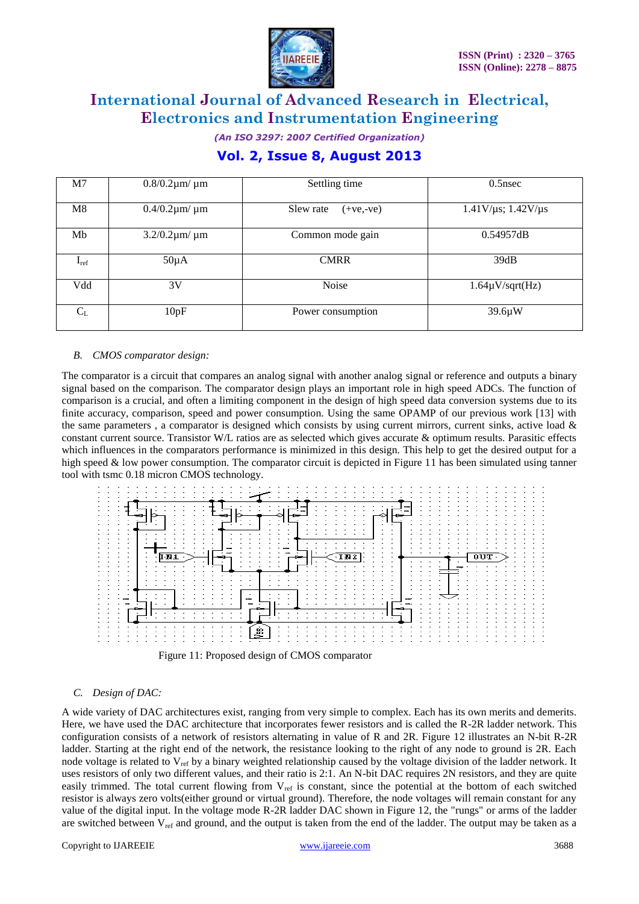| M7 | 0.8/0.2µm/ µm | Settling time | 0.5nsec |
|---|---|---|---|
| M8 | 0.4/0.2µm/ µm | Slew rate (+ve,-ve) | 1.41V/µs; 1.42V/µs |
| Mb | 3.2/0.2µm/ µm | Common mode gain | 0.54957dB |
| $I_{ref}$ | 50µA | CMRR | 39dB |
| Vdd | 3V | Noise | 1.64µV/sqrt(Hz) |
| $C_L$ | 10pF | Power consumption | 39.6µW |

### *B. CMOS comparator design:*

The comparator is a circuit that compares an analog signal with another analog signal or reference and outputs a binary signal based on the comparison. The comparator design plays an important role in high speed ADCs. The function of comparison is a crucial, and often a limiting component in the design of high speed data conversion systems due to its finite accuracy, comparison, speed and power consumption. Using the same OPAMP of our previous work [13] with the same parameters , a comparator is designed which consists by using current mirrors, current sinks, active load & constant current source. Transistor W/L ratios are as selected which gives accurate & optimum results. Parasitic effects which influences in the comparators performance is minimized in this design. This help to get the desired output for a high speed & low power consumption. The comparator circuit is depicted in Figure 11 has been simulated using tanner tool with tsmc 0.18 micron CMOS technology.

Figure 11: Proposed design of CMOS comparator

### *C. Design of DAC:*

A wide variety of DAC architectures exist, ranging from very simple to complex. Each has its own merits and demerits. Here, we have used the DAC architecture that incorporates fewer resistors and is called the R-2R ladder network. This configuration consists of a network of resistors alternating in value of R and 2R. Figure 12 illustrates an N-bit R-2R ladder. Starting at the right end of the network, the resistance looking to the right of any node to ground is 2R. Each node voltage is related to $V_{ref}$ by a binary weighted relationship caused by the voltage division of the ladder network. It uses resistors of only two different values, and their ratio is 2:1. An N-bit DAC requires 2N resistors, and they are quite easily trimmed. The total current flowing from $V_{ref}$ is constant, since the potential at the bottom of each switched resistor is always zero volts(either ground or virtual ground). Therefore, the node voltages will remain constant for any value of the digital input. In the voltage mode R-2R ladder DAC shown in Figure 12, the "rungs" or arms of the ladder are switched between $V_{ref}$ and ground, and the output is taken from the end of the ladder. The output may be taken as a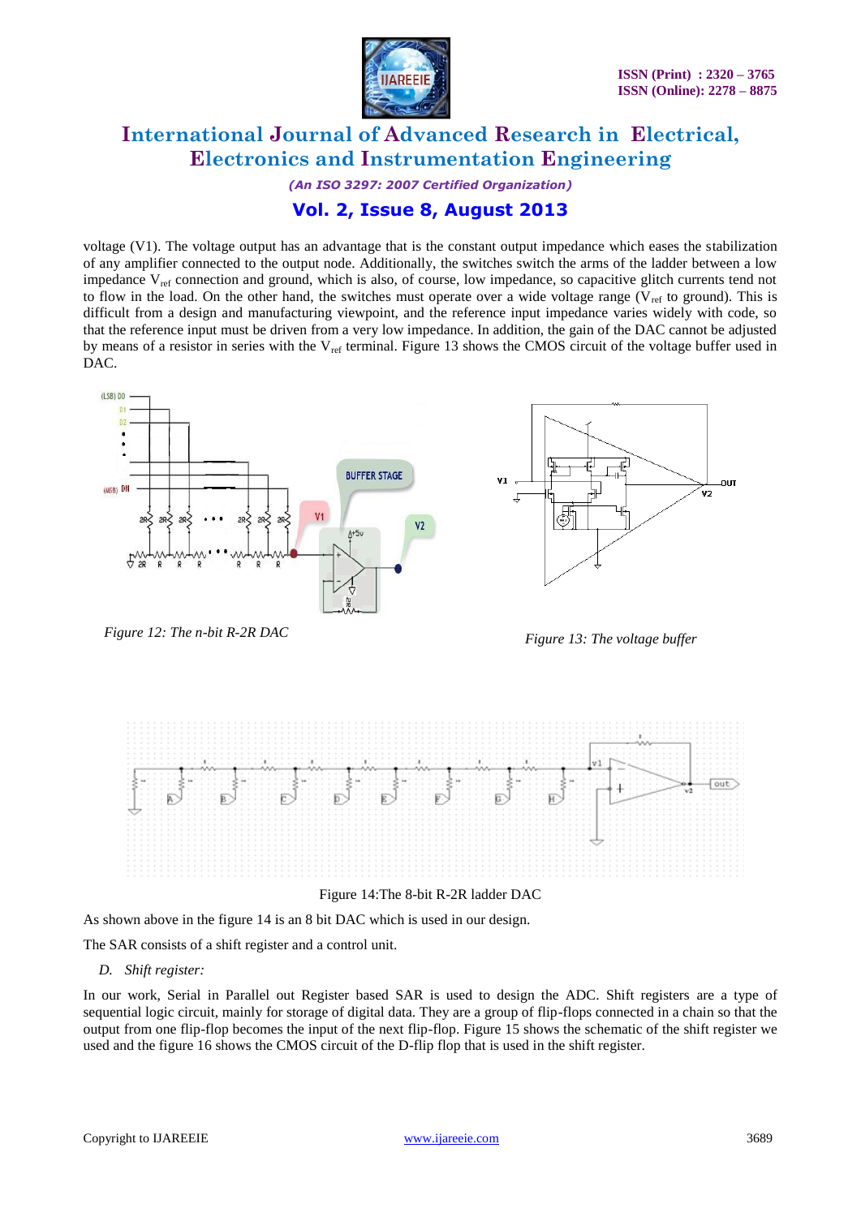voltage (V1). The voltage output has an advantage that is the constant output impedance which eases the stabilization of any amplifier connected to the output node. Additionally, the switches switch the arms of the ladder between a low impedance $V_{ref}$ connection and ground, which is also, of course, low impedance, so capacitive glitch currents tend not to flow in the load. On the other hand, the switches must operate over a wide voltage range ($V_{ref}$ to ground). This is difficult from a design and manufacturing viewpoint, and the reference input impedance varies widely with code, so that the reference input must be driven from a very low impedance. In addition, the gain of the DAC cannot be adjusted by means of a resistor in series with the $V_{ref}$ terminal. Figure 13 shows the CMOS circuit of the voltage buffer used in DAC.

*Figure 12: The n-bit R-2R DAC*

*Figure 13: The voltage buffer*

Figure 14:The 8-bit R-2R ladder DAC

As shown above in the figure 14 is an 8 bit DAC which is used in our design.

The SAR consists of a shift register and a control unit.

*D. Shift register:*

In our work, Serial in Parallel out Register based SAR is used to design the ADC. Shift registers are a type of sequential logic circuit, mainly for storage of digital data. They are a group of flip-flops connected in a chain so that the output from one flip-flop becomes the input of the next flip-flop. Figure 15 shows the schematic of the shift register we used and the figure 16 shows the CMOS circuit of the D-flip flop that is used in the shift register.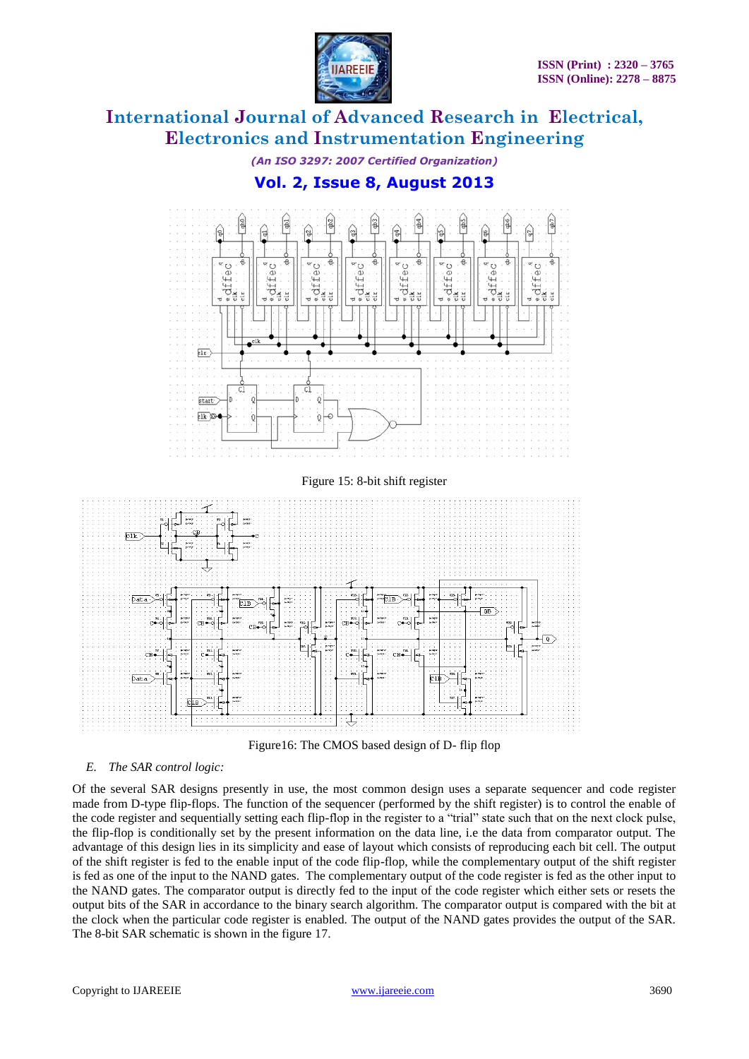Figure 15: 8-bit shift register

Figure16: The CMOS based design of D- flip flop

### *E. The SAR control logic:*

Of the several SAR designs presently in use, the most common design uses a separate sequencer and code register made from D-type flip-flops. The function of the sequencer (performed by the shift register) is to control the enable of the code register and sequentially setting each flip-flop in the register to a "trial" state such that on the next clock pulse, the flip-flop is conditionally set by the present information on the data line, i.e the data from comparator output. The advantage of this design lies in its simplicity and ease of layout which consists of reproducing each bit cell. The output of the shift register is fed to the enable input of the code flip-flop, while the complementary output of the shift register is fed as one of the input to the NAND gates. The complementary output of the code register is fed as the other input to the NAND gates. The comparator output is directly fed to the input of the code register which either sets or resets the output bits of the SAR in accordance to the binary search algorithm. The comparator output is compared with the bit at the clock when the particular code register is enabled. The output of the NAND gates provides the output of the SAR. The 8-bit SAR schematic is shown in the figure 17.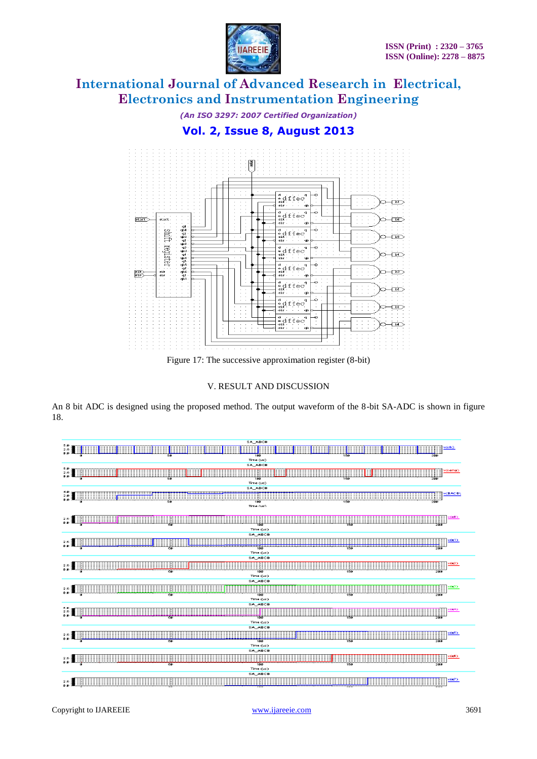Figure 17: The successive approximation register (8-bit)

## V. RESULT AND DISCUSSION

An 8 bit ADC is designed using the proposed method. The output waveform of the 8-bit SA-ADC is shown in figure 18.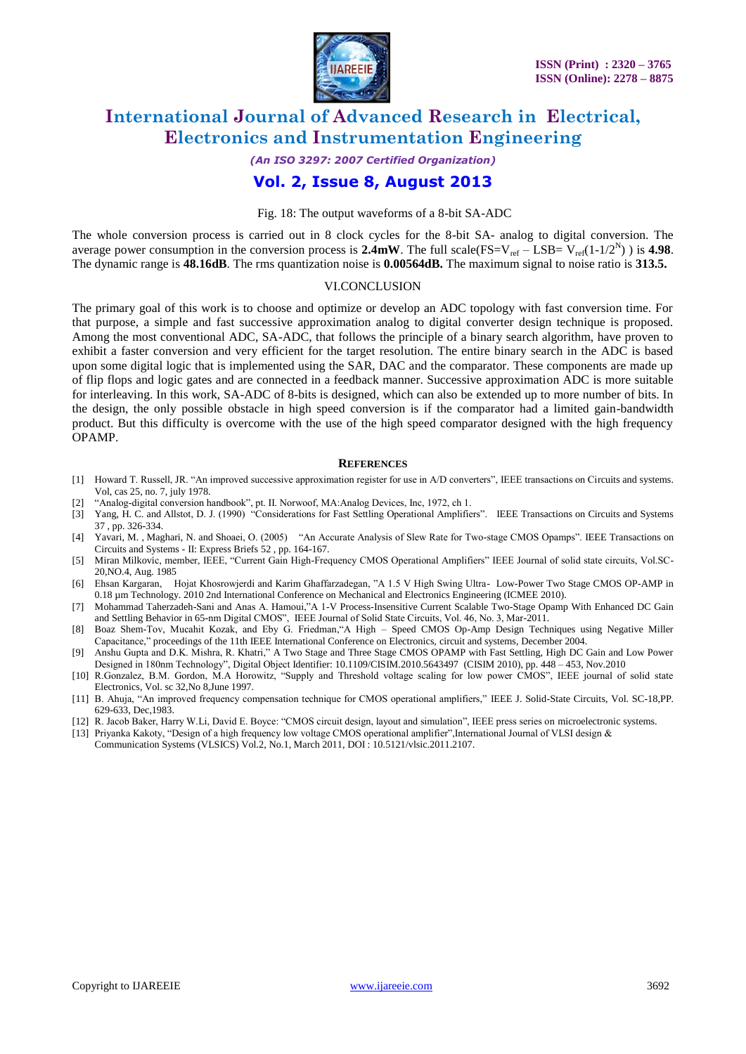Fig. 18: The output waveforms of a 8-bit SA-ADC

The whole conversion process is carried out in 8 clock cycles for the 8-bit SA- analog to digital conversion. The average power consumption in the conversion process is **2.4mW**. The full scale($FS = V_{ref} - LSB = V_{ref}(1-1/2^N)$ ) is **4.98**. The dynamic range is **48.16dB**. The rms quantization noise is **0.00564dB.** The maximum signal to noise ratio is **313.5.**

## VI.CONCLUSION

The primary goal of this work is to choose and optimize or develop an ADC topology with fast conversion time. For that purpose, a simple and fast successive approximation analog to digital converter design technique is proposed. Among the most conventional ADC, SA-ADC, that follows the principle of a binary search algorithm, have proven to exhibit a faster conversion and very efficient for the target resolution. The entire binary search in the ADC is based upon some digital logic that is implemented using the SAR, DAC and the comparator. These components are made up of flip flops and logic gates and are connected in a feedback manner. Successive approximation ADC is more suitable for interleaving. In this work, SA-ADC of 8-bits is designed, which can also be extended up to more number of bits. In the design, the only possible obstacle in high speed conversion is if the comparator had a limited gain-bandwidth product. But this difficulty is overcome with the use of the high speed comparator designed with the high frequency OPAMP.

## REFERENCES

[1] Howard T. Russell, JR. "An improved successive approximation register for use in A/D converters", IEEE transactions on Circuits and systems. Vol, cas 25, no. 7, july 1978.

[2] "Analog-digital conversion handbook", pt. II. Norwoof, MA:Analog Devices, Inc, 1972, ch 1.

[3] Yang, H. C. and Allstot, D. J. (1990) "Considerations for Fast Settling Operational Amplifiers". IEEE Transactions on Circuits and Systems 37 , pp. 326-334.

[4] Yavari, M. , Maghari, N. and Shoaei, O. (2005) "An Accurate Analysis of Slew Rate for Two-stage CMOS Opamps". IEEE Transactions on Circuits and Systems - II: Express Briefs 52 , pp. 164-167.

[5] Miran Milkovic, member, IEEE, "Current Gain High-Frequency CMOS Operational Amplifiers" IEEE Journal of solid state circuits, Vol.SC-20,NO.4, Aug. 1985

[6] Ehsan Kargaran, Hojat Khosrowjerdi and Karim Ghaffarzadegan, "A 1.5 V High Swing Ultra- Low-Power Two Stage CMOS OP-AMP in 0.18 µm Technology. 2010 2nd International Conference on Mechanical and Electronics Engineering (ICMEE 2010).

[7] Mohammad Taherzadeh-Sani and Anas A. Hamoui,"A 1-V Process-Insensitive Current Scalable Two-Stage Opamp With Enhanced DC Gain and Settling Behavior in 65-nm Digital CMOS", IEEE Journal of Solid State Circuits, Vol. 46, No. 3, Mar-2011.

[8] Boaz Shem-Tov, Mucahit Kozak, and Eby G. Friedman,"A High – Speed CMOS Op-Amp Design Techniques using Negative Miller Capacitance," proceedings of the 11th IEEE International Conference on Electronics, circuit and systems, December 2004.

[9] Anshu Gupta and D.K. Mishra, R. Khatri," A Two Stage and Three Stage CMOS OPAMP with Fast Settling, High DC Gain and Low Power Designed in 180nm Technology", Digital Object Identifier: 10.1109/CISIM.2010.5643497 (CISIM 2010), pp. 448 – 453, Nov.2010

[10] R.Gonzalez, B.M. Gordon, M.A Horowitz, "Supply and Threshold voltage scaling for low power CMOS", IEEE journal of solid state Electronics, Vol. sc 32,No 8,June 1997.

[11] B. Ahuja, "An improved frequency compensation technique for CMOS operational amplifiers," IEEE J. Solid-State Circuits, Vol. SC-18,PP. 629-633, Dec,1983.

[12] R. Jacob Baker, Harry W.Li, David E. Boyce: "CMOS circuit design, layout and simulation", IEEE press series on microelectronic systems.

[13] Priyanka Kakoty, "Design of a high frequency low voltage CMOS operational amplifier",International Journal of VLSI design & Communication Systems (VLSICS) Vol.2, No.1, March 2011, DOI : 10.5121/vlsic.2011.2107.